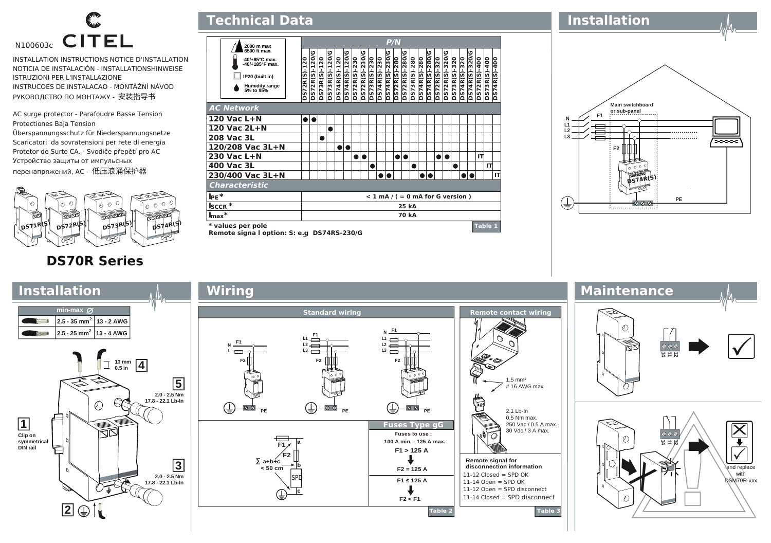N100603c

CITEL

INSTALLATION INSTRUCTIONS NOTICE D'INSTALLATION
NOTICIA DE INSTALACIÓN - INSTALLATIONSHINWEISE
ISTRUZIONI PER L'INSTALLAZIONE
INSTRUCOES DE INSTALACAO - MONTÁŽNÍ NÁVOD
РУКОВОДСТВО ПО МОНТАЖУ - 安装指导书

AC surge protector - Parafoudre Basse Tension
Protectiones Baja Tension
Überspannungsschutz für Niederspannungsnetze
Scaricatori da sovratensioni per rete di energia
Protetor de Surto CA. - Svodiče přepětí pro AC
Устройство защиты от импульсных перенапряжений, AC - 低压浪涌保护器

DS71R(S) DS72R(S) DS73R(S) DS74R(S)

# DS70R Series

## Technical Data

2000 m max / 6500 ft max.
-40/+85°C max. / -40/+185°F max.
IP20 (built in)
Humidity range 5% to 95%

| | DS72R(S)-120 | DS72R(S)-120/G | DS73R(S)-120 | DS73R(S)-120/G | DS74R(S)-120 | DS74R(S)-120/G | DS72R(S)-230 | DS72R(S)-230/G | DS73R(S)-230 | DS74R(S)-230 | DS74R(S)-230/G | DS72R(S)-280 | DS72R(S)-280/G | DS73R(S)-280 | DS74R(S)-280 | DS74R(S)-280/G | DS72R(S)-320 | DS72R(S)-320/G | DS73R(S)-320 | DS74R(S)-320 | DS74R(S)-320/G | DS72R(S)-400 | DS73R(S)-400 | DS74R(S)-400 |
|---|---|---|---|---|---|---|---|---|---|---|---|---|---|---|---|---|---|---|---|---|---|---|---|---|
| ***AC Network*** | | | | | | | | | | | | | | | | | | | | | | | | |
| **120 Vac L+N** | ● | ● | | | | | | | | | | | | | | | | | | | | | | |
| **120 Vac 2L+N** | | | | ● | | | | | | | | | | | | | | | | | | | | |
| **208 Vac 3L** | | | ● | | | | | | | | | | | | | | | | | | | | | |
| **120/208 Vac 3L+N** | | | | | ● | ● | | | | | | | | | | | | | | | | | | |
| **230 Vac L+N** | | | | | | | ● | ● | | | | ● | ● | | | | ● | ● | | | | IT | | |
| **400 Vac 3L** | | | | | | | | | ● | | | | | ● | | | | | ● | | | | IT | |
| **230/400 Vac 3L+N** | | | | | | | | | | ● | ● | | | | ● | ● | | | | ● | ● | | | IT |
| ***Characteristic*** | | | | | | | | | | | | | | | | | | | | | | | | |
| $I_{PE}$* | < 1 mA / ( = 0 mA for G version ) | | | | | | | | | | | | | | | | | | | | | | | |
| $I_{SCCR}$* | 25 kA | | | | | | | | | | | | | | | | | | | | | | | |
| $I_{max}$* | 70 kA | | | | | | | | | | | | | | | | | | | | | | | |

\* values per pole
Remote signa l option: S: e.g DS74RS-230/G

Table 1

## Installation

Main switchboard or sub-panel
N, L1, L2, L3, F1, F2, DS74R(S), PE

## Installation

| min-max ∅ | | |
|---|---|---|
| | 2.5 - 35 mm² | 13 - 2 AWG |
| | 2.5 - 25 mm² | 13 - 4 AWG |

1. Clip on symmetrical DIN rail
2. (earth)
3. 2.0 - 2.5 Nm / 17.8 - 22.1 Lb-In
4. 13 mm / 0.5 in
5. 2.0 - 2.5 Nm / 17.8 - 22.1 Lb-In

## Wiring

### Standard wiring

N, L, L1, L2, L3, F1, F2, PE

∑ a+b+c < 50 cm (F1, F2, SPD, a, b, c)

| Fuses Type gG |
|---|
| Fuses to use : 100 A min. - 125 A max. |
| F1 > 125 A → F2 = 125 A |
| F1 ≤ 125 A → F2 < F1 |

Table 2

### Remote contact wiring

1,5 mm² / # 16 AWG max

2.1 Lb-In / 0,5 Nm max. / 250 Vac / 0.5 A max. / 30 Vdc / 3 A max.

**Remote signal for disconnection information**
11-12 Closed = SPD OK
11-14 Open = SPD OK
11-12 Open = SPD disconnect
11-14 Closed = SPD disconnect

Table 3

## Maintenance

14 11 12

and replace with DSM70R-xxx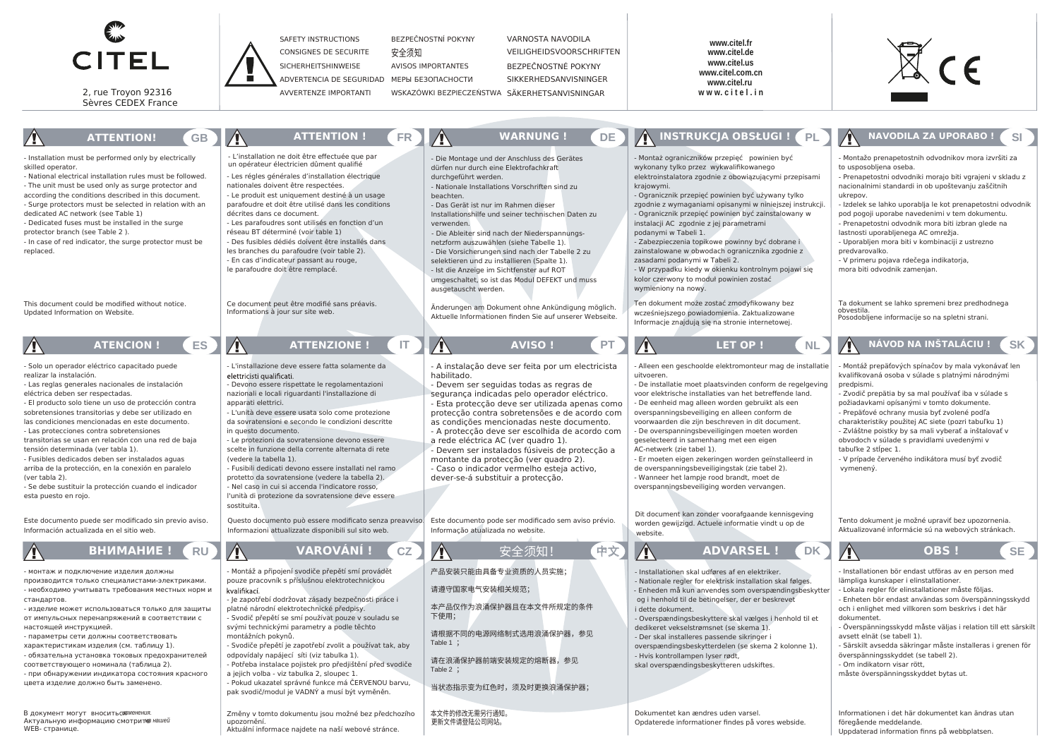CITEL

2, rue Troyon 92316
Sèvres CEDEX France

SAFETY INSTRUCTIONS
CONSIGNES DE SECURITE
SICHERHEITSHINWEISE
ADVERTENCIA DE SEGURIDAD
AVVERTENZE IMPORTANTI

BEZPEČNOSTNÍ POKYNY
安全须知
AVISOS IMPORTANTES
МЕРЫ БЕЗОПАСНОСТИ
WSKAZÓWKI BEZPIECZEŃSTWA

VARNOSTA NAVODILA
VEILIGHEIDSVOORSCHRIFTEN
BEZPEČNOSTNÉ POKYNY
SIKKERHEDSANVISNINGER
SÄKERHETSANVISNINGAR

www.citel.fr
www.citel.de
www.citel.us
www.citel.com.cn
www.citel.ru
www.citel.in

## ATTENTION! (GB)

- Installation must be performed only by electrically skilled operator.
- National electrical installation rules must be followed.
- The unit must be used only as surge protector and according the conditions described in this document.
- Surge protectors must be selected in relation with an dedicated AC network (see Table 1)
- Dedicated fuses must be installed in the surge protector branch (see Table 2 ).
- In case of red indicator, the surge protector must be replaced.

This document could be modified without notice.
Updated Information on Website.

## ATTENTION ! (FR)

- L'installation ne doit être effectuée que par un opérateur électricien dûment qualifié
- Les régles générales d'installation électrique nationales doivent être respectées.
- Le produit est uniquement destiné à un usage parafoudre et doit être utilisé dans les conditions décrites dans ce document.
- Les parafoudres sont utilisés en fonction d'un réseau BT déterminé (voir table 1)
- Des fusibles dédiés doivent être installés dans les branches du parafoudre (voir table 2).
- En cas d'indicateur passant au rouge, le parafoudre doit être remplacé.

Ce document peut être modifié sans préavis.
Informations à jour sur site web.

## WARNUNG ! (DE)

- Die Montage und der Anschluss des Gerätes dürfen nur durch eine Elektrofachkraft durchgeführt werden.
- Nationale Installations Vorschriften sind zu beachten.
- Das Gerät ist nur im Rahmen dieser Installationshilfe und seiner technischen Daten zu verwenden.
- Die Ableiter sind nach der Niederspannungs-netzform auszuwählen (siehe Tabelle 1).
- Die Vorsicherungen sind nach der Tabelle 2 zu selektieren und zu installieren (Spalte 1).
- Ist die Anzeige im Sichtfenster auf ROT umgeschaltet, so ist das Modul DEFEKT und muss ausgetauscht werden.

Änderungen am Dokument ohne Ankündigung möglich.
Aktuelle Informationen finden Sie auf unserer Webseite.

## INSTRUKCJA OBSŁUGI ! (PL)

- Montaż ograniczników przepięć powinien być wykonany tylko przez wykwalifikowanego elektroinstalatora zgodnie z obowiązującymi przepisami krajowymi.
- Ogranicznik przepięć powinien być używany tylko zgodnie z wymaganiami opisanymi w niniejszej instrukcji.
- Ogranicznik przepięć powinien być zainstalowany w instalacji AC zgodnie z jej parametrami podanymi w Tabeli 1.
- Zabezpieczenia topikowe powinny być dobrane i zainstalowane w obwodach ogranicznika zgodnie z zasadami podanymi w Tabeli 2.
- W przypadku kiedy w okienku kontrolnym pojawi się kolor czerwony to moduł powinien zostać wymieniony na nowy.

Ten dokument może zostać zmodyfikowany bez wcześniejszego powiadomienia. Zaktualizowane Informacje znajdują się na stronie internetowej.

## NAVODILA ZA UPORABO ! (SI)

- Montažo prenapetostnih odvodnikov mora izvršiti za to usposobljena oseba.
- Prenapetostni odvodniki morajo biti vgrajeni v skladu z nacionalnimi standardi in ob upoštevanju zaščitnih ukrepov.
- Izdelek se lahko uporablja le kot prenapetostni odvodnik pod pogoji uporabe navedenimi v tem dokumentu.
- Prenapetostni odvodnik mora biti izbran glede na lastnosti uporabljenega AC omrežja.
- Uporabljen mora biti v kombinaciji z ustrezno predvarovalko.
- V primeru pojava rdečega indikatorja, mora biti odvodnik zamenjan.

Ta dokument se lahko spremeni brez predhodnega obvestila.
Posodobljene informacije so na spletni strani.

## ATENCION ! (ES)

- Solo un operador eléctrico capacitado puede realizar la instalación.
- Las reglas generales nacionales de instalación eléctrica deben ser respectadas.
- El producto solo tiene un uso de protección contra sobretensiones transitorias y debe ser utilizado en las condiciones mencionadas en este documento.
- Las protecciones contra sobretensiones transitorias se usan en relación con una red de baja tensión determinada (ver tabla 1).
- Fusibles dedicados deben ser instalados aguas arriba de la protección, en la conexión en paralelo (ver tabla 2).
- Se debe sustituir la protección cuando el indicador esta puesto en rojo.

Este documento puede ser modificado sin previo aviso.
Información actualizada en el sitio web.

## ATTENZIONE ! (IT)

- L'installazione deve essere fatta solamente da elettricisti qualificati.
- Devono essere rispettate le regolamentazioni nazionali e locali riguardanti l'installazione di apparati elettrici.
- L'unità deve essere usata solo come protezione da sovratensioni e secondo le condizioni descritte in questo documento.
- Le protezioni da sovratensione devono essere scelte in funzione della corrente alternata di rete (vedere la tabella 1).
- Fusibili dedicati devono essere installati nel ramo protetto da sovratensione (vedere la tabella 2).
- Nel caso in cui si accenda l'indicatore rosso, l'unità di protezione da sovratensione deve essere sostituita.

Questo documento può essere modificato senza preavviso.
Informazioni attualizzate disponibili sul sito web.

## AVISO ! (PT)

- A instalação deve ser feita por um electricista habilitado.
- Devem ser seguidas todas as regras de segurança indicadas pelo operador eléctrico.
- Esta protecção deve ser utilizada apenas como protecção contra sobretensões e de acordo com as condições mencionadas neste documento.
- A protecção deve ser escolhida de acordo com a rede eléctrica AC (ver quadro 1).
- Devem ser instalados fúsiveis de protecção a montante da protecção (ver quadro 2).
- Caso o indicador vermelho esteja activo, dever-se-á substituir a protecção.

Este documento pode ser modificado sem aviso prévio.
Informação atualizada no website.

## LET OP ! (NL)

- Alleen een geschoolde elektromonteur mag de installatie uitvoeren.
- De installatie moet plaatsvinden conform de regelgeving voor elektrische installaties van het betreffende land.
- De eenheid mag alleen worden gebruikt als een overspanningsbeveiliging en alleen conform de voorwaarden die zijn beschreven in dit document.
- De overspanningsbeveiligingen moeten worden geselecteerd in samenhang met een eigen AC-netwerk (zie tabel 1).
- Er moeten eigen zekeringen worden geïnstalleerd in de overspanningsbeveiligingstak (zie tabel 2).
- Wanneer het lampje rood brandt, moet de overspanningsbeveiliging worden vervangen.

Dit document kan zonder voorafgaande kennisgeving worden gewijzigd. Actuele informatie vindt u op de website.

## NÁVOD NA INŠTALÁCIU ! (SK)

- Montáž prepäťových spínačov by mala vykonávať len kvalifikovaná osoba v súlade s platnými národnými predpismi.
- Zvodič prepätia by sa mal používať iba v súlade s požiadavkami opísanými v tomto dokumente.
- Prepäťové ochrany musia byť zvolené podľa charakteristiky použitej AC siete (pozri tabuľku 1)
- Zvláštne poistky by sa mali vyberať a inštalovať v obvodoch v súlade s pravidlami uvedenými v tabuľke 2 stĺpec 1.
- V prípade červeného indikátora musí byť zvodič vymenený.

Tento dokument je možné upraviť bez upozornenia.
Aktualizované informácie sú na webových stránkach.

## ВНИМАНИЕ ! (RU)

- монтаж и подключение изделия должны производится только специалистами-электриками.
- необходимо учитывать требования местных норм и стандартов.
- изделие может использоваться только для защиты от импульсных перенапряжений в соответствии с настоящей инструкцией.
- параметры сети должны соответствовать характеристикам изделия (см. таблицу 1).
- обязательна установка токовых предохранителей соответствующего номинала (таблица 2).
- при обнаружении индикатора состояния красного цвета изделие должно быть заменено.

В документ могут вноситься изменения.
Актуальную информацию смотрите на нашей WEB- странице.

## VAROVÁNÍ ! (CZ)

- Montáž a připojení svodiče přepětí smí provádět pouze pracovník s příslušnou elektrotechnickou kvalifikací.
- Je zapotřebí dodržovat zásady bezpečnosti práce i platné národní elektrotechnické předpisy.
- Svodič přepětí se smí používat pouze v souladu se svými technickými parametry a podle těchto montážních pokynů.
- Svodiče přepětí je zapotřebí zvolit a používat tak, aby odpovídaly napájecí síti (viz tabulka 1).
- Potřeba instalace pojistek pro předjištění před svodiče a jejich volba - viz tabulka 2, sloupec 1.
- Pokud ukazatel správné funkce má ČERVENOU barvu, pak svodič/modul je VADNÝ a musí být vyměněn.

Změny v tomto dokumentu jsou možné bez předchozího upozornění.
Aktuální informace najdete na naší webové stránce.

## 安全须知! (中文)

产品安装只能由具备专业资质的人员实施；

请遵守国家电气安装相关规范；

本产品仅作为浪涌保护器且在本文件所规定的条件下使用；

请根据不同的电源网络制式选用浪涌保护器，参见 Table 1 ；

请在浪涌保护器前端安装规定的熔断器，参见 Table 2 ；

当状态指示变为红色时，须及时更换浪涌保护器；

本文件的修改无需另行通知。
更新文件请登陆公司网站。

## ADVARSEL ! (DK)

- Installationen skal udføres af en elektriker.
- Nationale regler for elektrisk installation skal følges.
- Enheden må kun anvendes som overspændingsbeskytter og i henhold til de betingelser, der er beskrevet i dette dokument.
- Overspændingsbeskyttere skal vælges i henhold til et dedikeret vekselstrømsnet (se skema 1).
- Der skal installeres passende sikringer i overspændingsbeskytterdelen (se skema 2 kolonne 1).
- Hvis kontrollampen lyser rødt, skal overspændingsbeskytteren udskiftes.

Dokumentet kan ændres uden varsel.
Opdaterede informationer findes på vores website.

## OBS ! (SE)

- Installationen bör endast utföras av en person med lämpliga kunskaper i elinstallationer.
- Lokala regler för elinstallationer måste följas.
- Enheten bör endast användas som överspänningsskydd och i enlighet med villkoren som beskrivs i det här dokumentet.
- Överspänningsskydd måste väljas i relation till ett särskilt avsett elnät (se tabell 1).
- Särskilt avsedda säkringar måste installeras i grenen för överspänningsskyddet (se tabell 2).
- Om indikatorn visar rött, måste överspänningsskyddet bytas ut.

Informationen i det här dokumentet kan ändras utan föregående meddelande.
Uppdaterad information finns på webbplatsen.